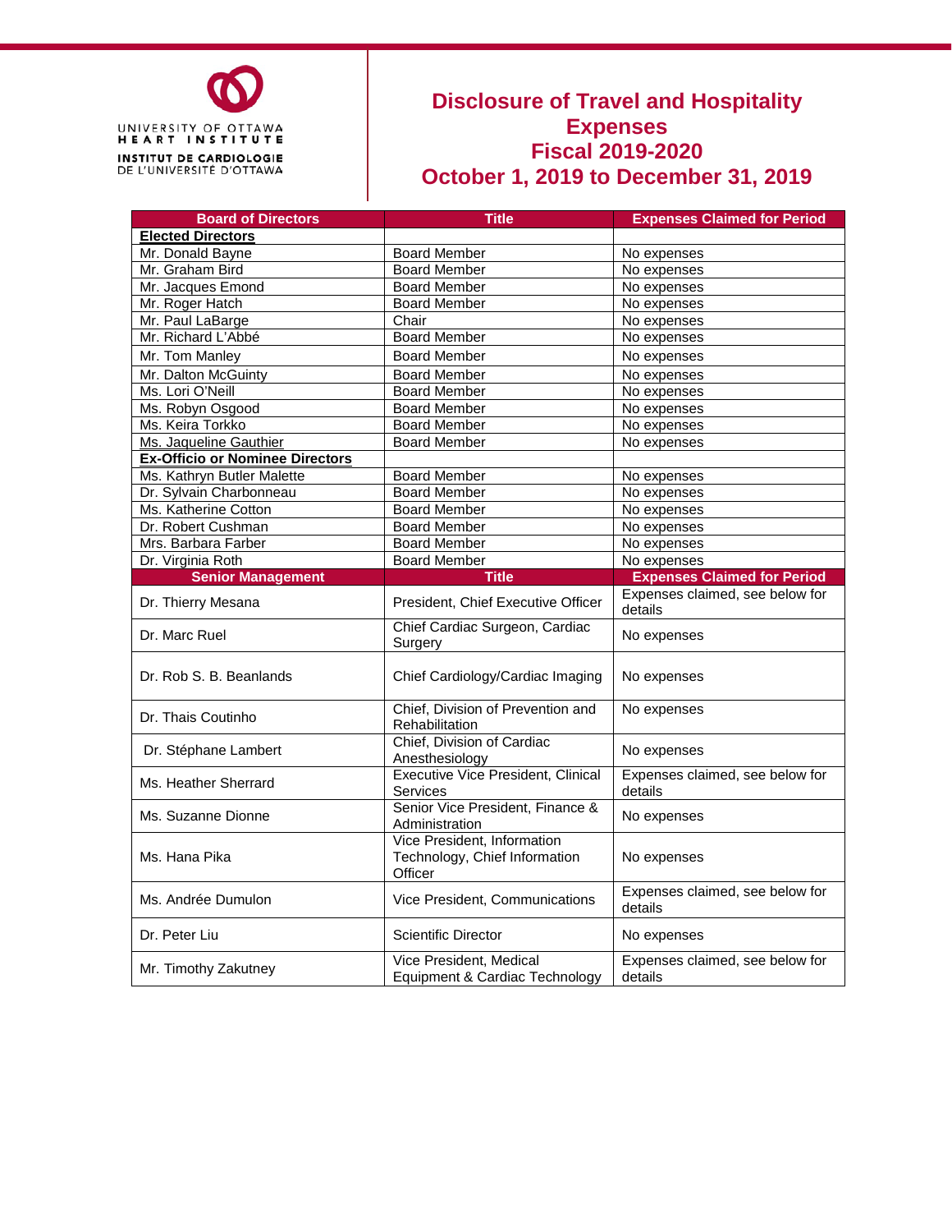UNIVERSITY OF OTTAWA HEART INSTITUTE
INSTITUT DE CARDIOLOGIE DE L'UNIVERSITÉ D'OTTAWA

# Disclosure of Travel and Hospitality Expenses
# Fiscal 2019-2020
# October 1, 2019 to December 31, 2019

| Board of Directors | Title | Expenses Claimed for Period |
|---|---|---|
| **Elected Directors** | | |
| Mr. Donald Bayne | Board Member | No expenses |
| Mr. Graham Bird | Board Member | No expenses |
| Mr. Jacques Emond | Board Member | No expenses |
| Mr. Roger Hatch | Board Member | No expenses |
| Mr. Paul LaBarge | Chair | No expenses |
| Mr. Richard L'Abbé | Board Member | No expenses |
| Mr. Tom Manley | Board Member | No expenses |
| Mr. Dalton McGuinty | Board Member | No expenses |
| Ms. Lori O'Neill | Board Member | No expenses |
| Ms. Robyn Osgood | Board Member | No expenses |
| Ms. Keira Torkko | Board Member | No expenses |
| Ms. Jaqueline Gauthier | Board Member | No expenses |
| **Ex-Officio or Nominee Directors** | | |
| Ms. Kathryn Butler Malette | Board Member | No expenses |
| Dr. Sylvain Charbonneau | Board Member | No expenses |
| Ms. Katherine Cotton | Board Member | No expenses |
| Dr. Robert Cushman | Board Member | No expenses |
| Mrs. Barbara Farber | Board Member | No expenses |
| Dr. Virginia Roth | Board Member | No expenses |
| **Senior Management** | **Title** | **Expenses Claimed for Period** |
| Dr. Thierry Mesana | President, Chief Executive Officer | Expenses claimed, see below for details |
| Dr. Marc Ruel | Chief Cardiac Surgeon, Cardiac Surgery | No expenses |
| Dr. Rob S. B. Beanlands | Chief Cardiology/Cardiac Imaging | No expenses |
| Dr. Thais Coutinho | Chief, Division of Prevention and Rehabilitation | No expenses |
| Dr. Stéphane Lambert | Chief, Division of Cardiac Anesthesiology | No expenses |
| Ms. Heather Sherrard | Executive Vice President, Clinical Services | Expenses claimed, see below for details |
| Ms. Suzanne Dionne | Senior Vice President, Finance & Administration | No expenses |
| Ms. Hana Pika | Vice President, Information Technology, Chief Information Officer | No expenses |
| Ms. Andrée Dumulon | Vice President, Communications | Expenses claimed, see below for details |
| Dr. Peter Liu | Scientific Director | No expenses |
| Mr. Timothy Zakutney | Vice President, Medical Equipment & Cardiac Technology | Expenses claimed, see below for details |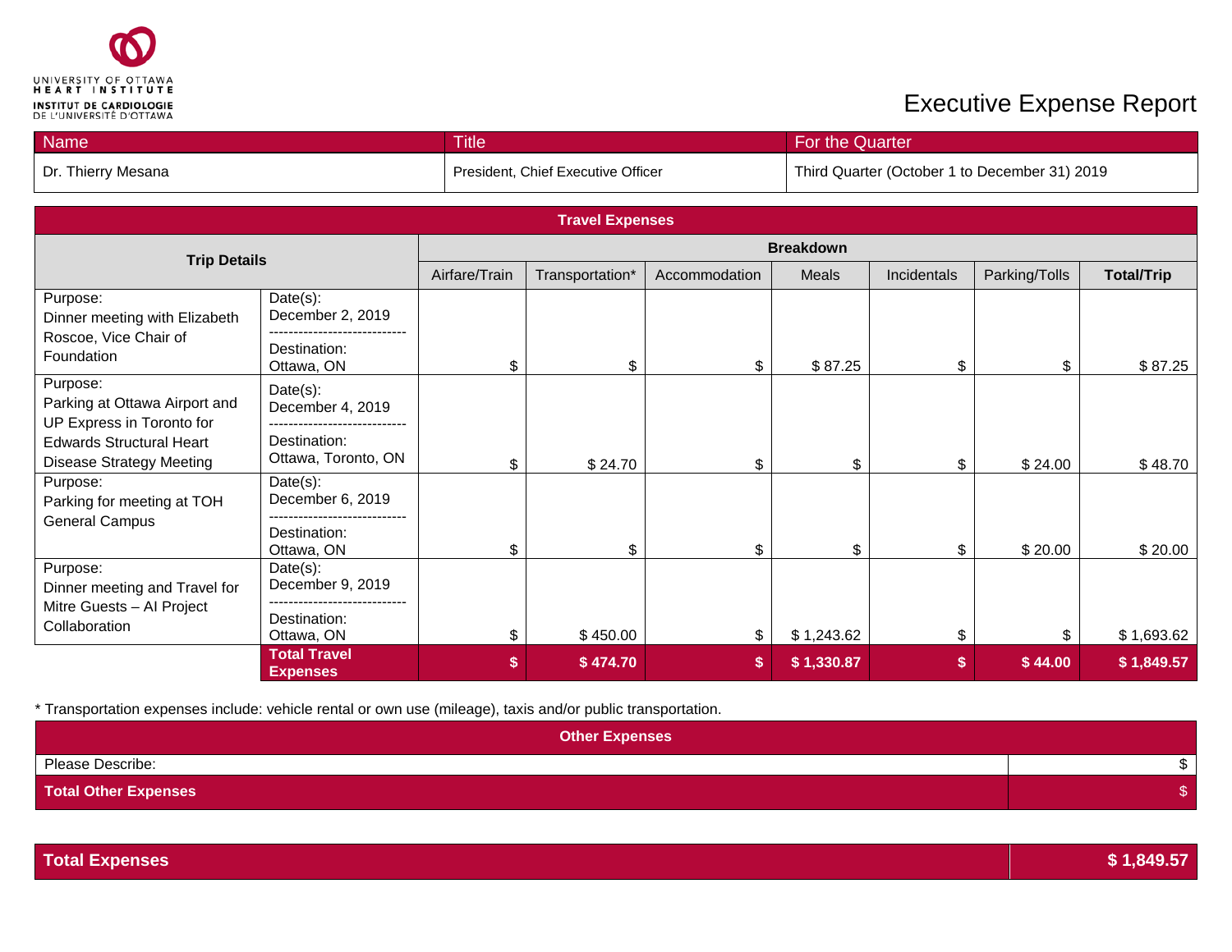UNIVERSITY OF OTTAWA HEART INSTITUTE
INSTITUT DE CARDIOLOGIE DE L'UNIVERSITÉ D'OTTAWA

# Executive Expense Report

| Name | Title | For the Quarter |
|---|---|---|
| Dr. Thierry Mesana | President, Chief Executive Officer | Third Quarter (October 1 to December 31) 2019 |

| **Travel Expenses** | | | | | | | | |
|---|---|---|---|---|---|---|---|---|
| **Trip Details** | | **Breakdown** | | | | | | |
| | | Airfare/Train | Transportation* | Accommodation | Meals | Incidentals | Parking/Tolls | **Total/Trip** |
| Purpose: Dinner meeting with Elizabeth Roscoe, Vice Chair of Foundation | Date(s): December 2, 2019 / Destination: Ottawa, ON | $ | $ | $ | $ 87.25 | $ | $ | $ 87.25 |
| Purpose: Parking at Ottawa Airport and UP Express in Toronto for Edwards Structural Heart Disease Strategy Meeting | Date(s): December 4, 2019 / Destination: Ottawa, Toronto, ON | $ | $ 24.70 | $ | $ | $ | $ 24.00 | $ 48.70 |
| Purpose: Parking for meeting at TOH General Campus | Date(s): December 6, 2019 / Destination: Ottawa, ON | $ | $ | $ | $ | $ | $ 20.00 | $ 20.00 |
| Purpose: Dinner meeting and Travel for Mitre Guests – AI Project Collaboration | Date(s): December 9, 2019 / Destination: Ottawa, ON | $ | $ 450.00 | $ | $ 1,243.62 | $ | $ | $ 1,693.62 |
| | **Total Travel Expenses** | **$** | **$ 474.70** | **$** | **$ 1,330.87** | **$** | **$ 44.00** | **$ 1,849.57** |

\* Transportation expenses include: vehicle rental or own use (mileage), taxis and/or public transportation.

| **Other Expenses** | |
|---|---|
| Please Describe: | $ |
| **Total Other Expenses** | $ |

| **Total Expenses** | **$ 1,849.57** |
|---|---|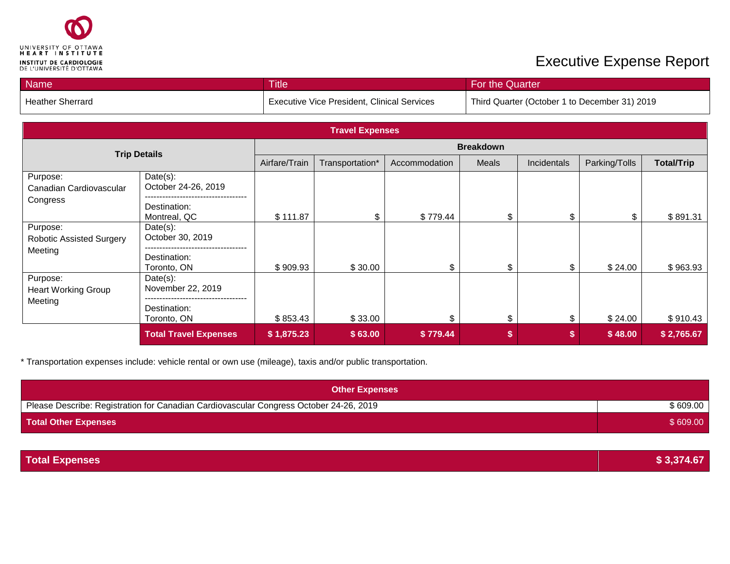UNIVERSITY OF OTTAWA HEART INSTITUTE
INSTITUT DE CARDIOLOGIE DE L'UNIVERSITÉ D'OTTAWA

# Executive Expense Report

| Name | Title | For the Quarter |
|---|---|---|
| Heather Sherrard | Executive Vice President, Clinical Services | Third Quarter (October 1 to December 31) 2019 |

## Travel Expenses

| Trip Details | | Breakdown | | | | | | |
|---|---|---|---|---|---|---|---|---|
| | | Airfare/Train | Transportation* | Accommodation | Meals | Incidentals | Parking/Tolls | **Total/Trip** |
| Purpose: Canadian Cardiovascular Congress | Date(s): October 24-26, 2019<br>Destination: Montreal, QC | $ 111.87 | $ | $ 779.44 | $ | $ | $ | $ 891.31 |
| Purpose: Robotic Assisted Surgery Meeting | Date(s): October 30, 2019<br>Destination: Toronto, ON | $ 909.93 | $ 30.00 | $ | $ | $ | $ 24.00 | $ 963.93 |
| Purpose: Heart Working Group Meeting | Date(s): November 22, 2019<br>Destination: Toronto, ON | $ 853.43 | $ 33.00 | $ | $ | $ | $ 24.00 | $ 910.43 |
| | **Total Travel Expenses** | **$ 1,875.23** | **$ 63.00** | **$ 779.44** | **$** | **$** | **$ 48.00** | **$ 2,765.67** |

* Transportation expenses include: vehicle rental or own use (mileage), taxis and/or public transportation.

## Other Expenses

| Other Expenses | |
|---|---|
| Please Describe: Registration for Canadian Cardiovascular Congress October 24-26, 2019 | $ 609.00 |
| **Total Other Expenses** | $ 609.00 |

| **Total Expenses** | **$ 3,374.67** |
|---|---|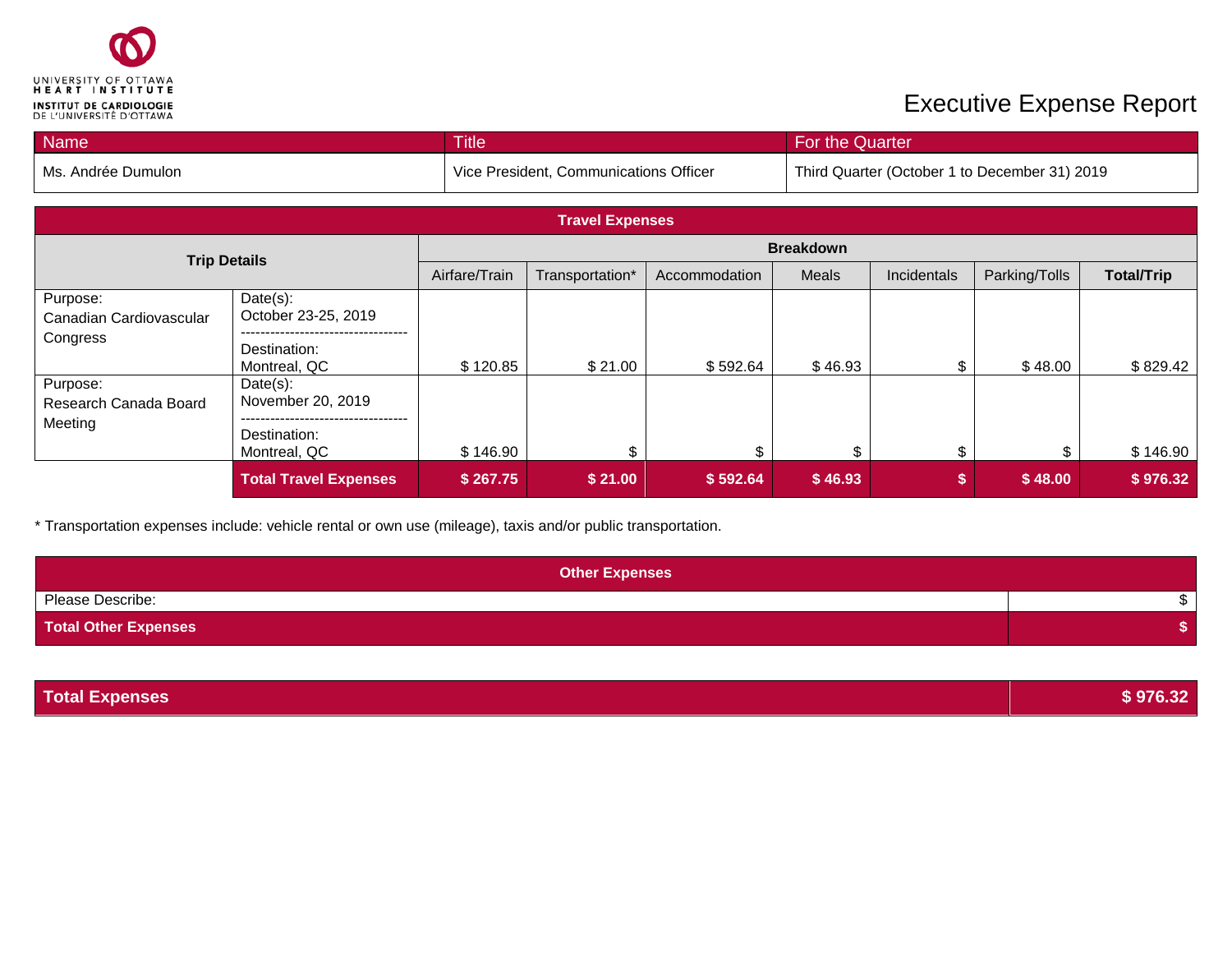UNIVERSITY OF OTTAWA HEART INSTITUTE
INSTITUT DE CARDIOLOGIE DE L'UNIVERSITÉ D'OTTAWA

# Executive Expense Report

| Name | Title | For the Quarter |
|---|---|---|
| Ms. Andrée Dumulon | Vice President, Communications Officer | Third Quarter (October 1 to December 31) 2019 |

| Travel Expenses | | | | | | | | |
|---|---|---|---|---|---|---|---|---|
| **Trip Details** | | **Breakdown** | | | | | | |
| | | Airfare/Train | Transportation* | Accommodation | Meals | Incidentals | Parking/Tolls | **Total/Trip** |
| Purpose: Canadian Cardiovascular Congress | Date(s): October 23-25, 2019<br>Destination: Montreal, QC | $ 120.85 | $ 21.00 | $ 592.64 | $ 46.93 | $ | $ 48.00 | $ 829.42 |
| Purpose: Research Canada Board Meeting | Date(s): November 20, 2019<br>Destination: Montreal, QC | $ 146.90 | $ | $ | $ | $ | $ | $ 146.90 |
| | **Total Travel Expenses** | **$ 267.75** | **$ 21.00** | **$ 592.64** | **$ 46.93** | **$** | **$ 48.00** | **$ 976.32** |

* Transportation expenses include: vehicle rental or own use (mileage), taxis and/or public transportation.

| Other Expenses | |
|---|---|
| Please Describe: | $ |
| **Total Other Expenses** | **$** |

| **Total Expenses** | **$ 976.32** |
|---|---|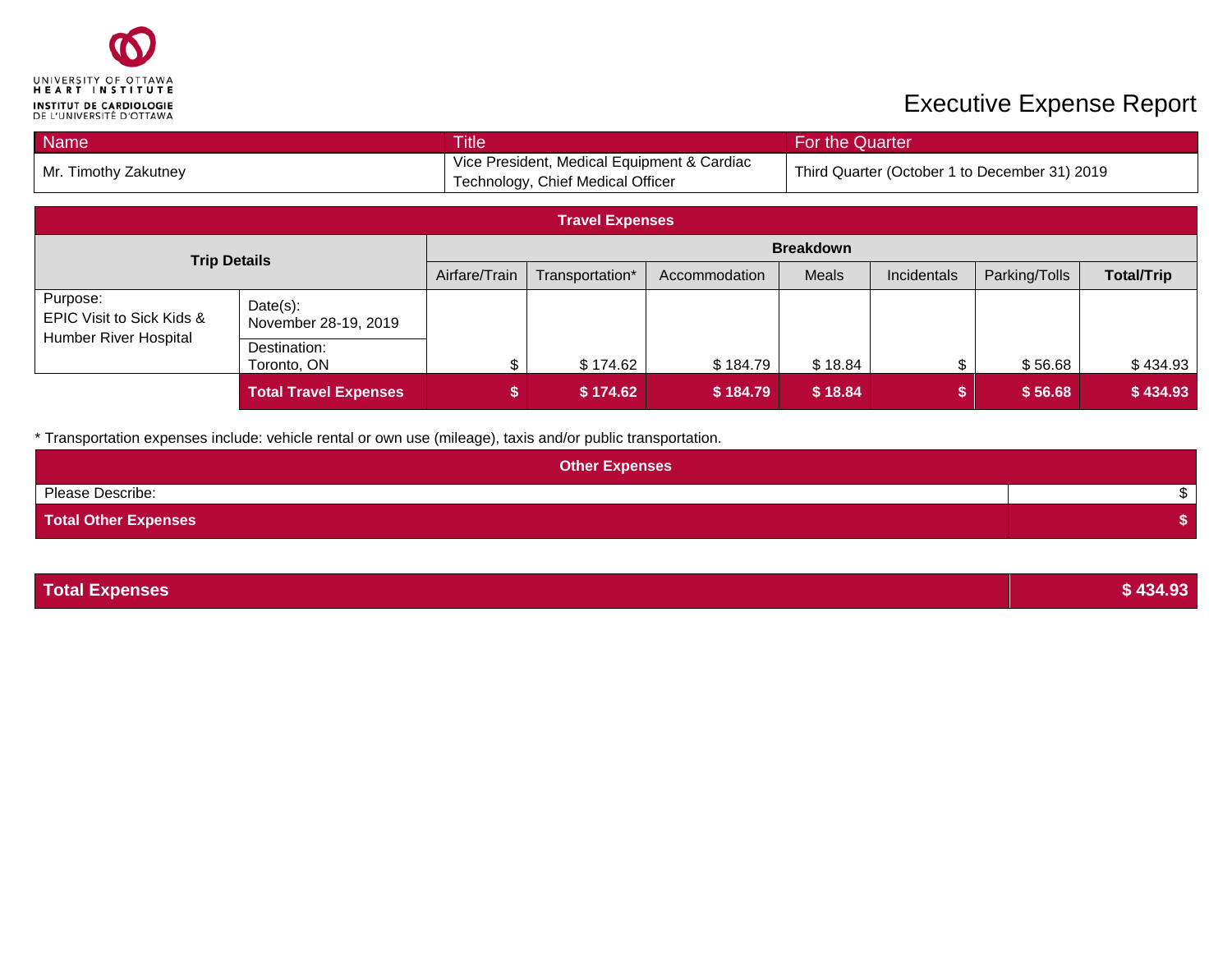UNIVERSITY OF OTTAWA HEART INSTITUTE
INSTITUT DE CARDIOLOGIE DE L'UNIVERSITÉ D'OTTAWA

# Executive Expense Report

| Name | Title | For the Quarter |
| --- | --- | --- |
| Mr. Timothy Zakutney | Vice President, Medical Equipment & Cardiac Technology, Chief Medical Officer | Third Quarter (October 1 to December 31) 2019 |

**Travel Expenses**

| Trip Details | | Breakdown | | | | | | |
| --- | --- | --- | --- | --- | --- | --- | --- | --- |
| | | Airfare/Train | Transportation* | Accommodation | Meals | Incidentals | Parking/Tolls | **Total/Trip** |
| Purpose: EPIC Visit to Sick Kids & Humber River Hospital | Date(s): November 28-19, 2019<br>Destination: Toronto, ON | $ | $ 174.62 | $ 184.79 | $ 18.84 | $ | $ 56.68 | $ 434.93 |
| | **Total Travel Expenses** | **$** | **$ 174.62** | **$ 184.79** | **$ 18.84** | **$** | **$ 56.68** | **$ 434.93** |

\* Transportation expenses include: vehicle rental or own use (mileage), taxis and/or public transportation.

**Other Expenses**

| | |
| --- | --- |
| Please Describe: | $ |
| **Total Other Expenses** | **$** |

| | |
| --- | --- |
| **Total Expenses** | **$ 434.93** |